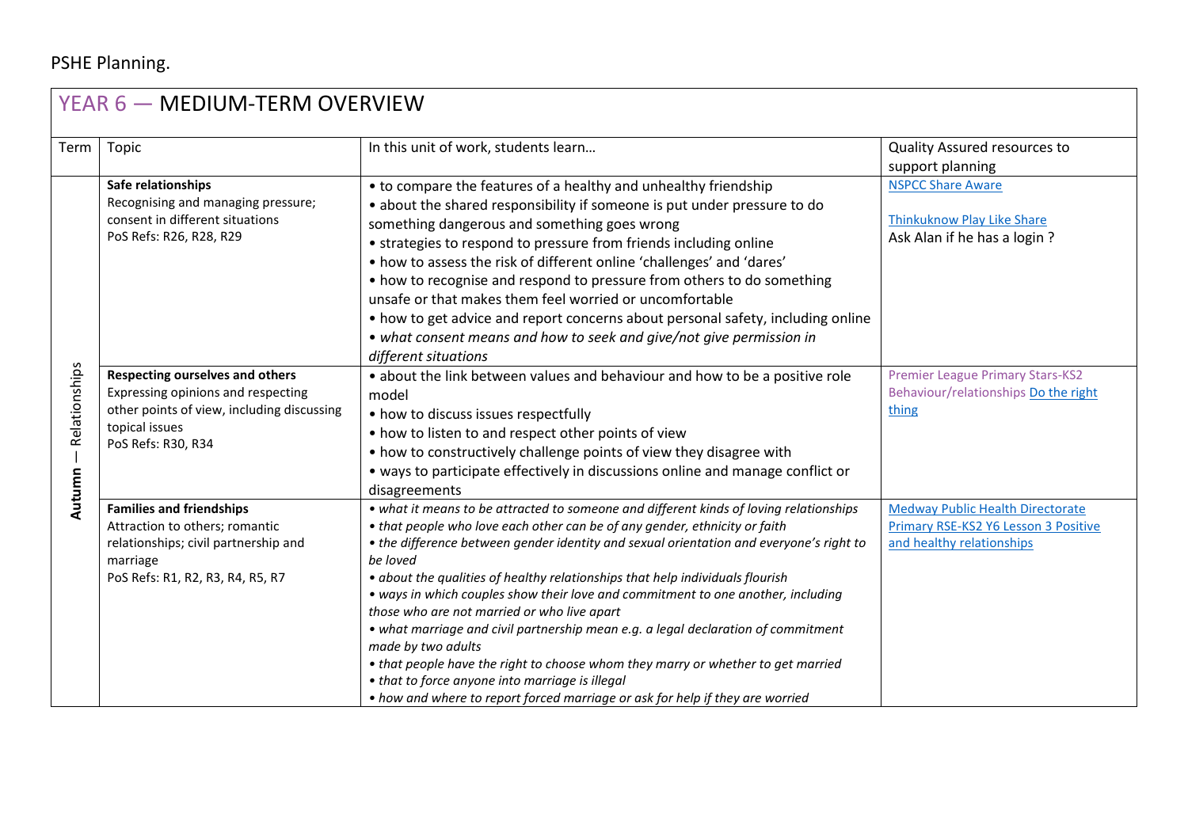PSHE Planning.

## YEAR 6 — MEDIUM-TERM OVERVIEW

| Term | Topic | In this unit of work, students learn… | Quality Assured resources to support planning |
|---|---|---|---|
| Autumn — Relationships | **Safe relationships**<br>Recognising and managing pressure; consent in different situations<br>PoS Refs: R26, R28, R29 | • to compare the features of a healthy and unhealthy friendship<br>• about the shared responsibility if someone is put under pressure to do something dangerous and something goes wrong<br>• strategies to respond to pressure from friends including online<br>• how to assess the risk of different online 'challenges' and 'dares'<br>• how to recognise and respond to pressure from others to do something unsafe or that makes them feel worried or uncomfortable<br>• how to get advice and report concerns about personal safety, including online<br>• *what consent means and how to seek and give/not give permission in different situations* | NSPCC Share Aware<br><br>Thinkuknow Play Like Share<br>Ask Alan if he has a login ? |
| | **Respecting ourselves and others**<br>Expressing opinions and respecting other points of view, including discussing topical issues<br>PoS Refs: R30, R34 | • about the link between values and behaviour and how to be a positive role model<br>• how to discuss issues respectfully<br>• how to listen to and respect other points of view<br>• how to constructively challenge points of view they disagree with<br>• ways to participate effectively in discussions online and manage conflict or disagreements | Premier League Primary Stars-KS2 Behaviour/relationships Do the right thing |
| | **Families and friendships**<br>Attraction to others; romantic relationships; civil partnership and marriage<br>PoS Refs: R1, R2, R3, R4, R5, R7 | • *what it means to be attracted to someone and different kinds of loving relationships*<br>• *that people who love each other can be of any gender, ethnicity or faith*<br>• *the difference between gender identity and sexual orientation and everyone's right to be loved*<br>• *about the qualities of healthy relationships that help individuals flourish*<br>• *ways in which couples show their love and commitment to one another, including those who are not married or who live apart*<br>• *what marriage and civil partnership mean e.g. a legal declaration of commitment made by two adults*<br>• *that people have the right to choose whom they marry or whether to get married*<br>• *that to force anyone into marriage is illegal*<br>• *how and where to report forced marriage or ask for help if they are worried* | Medway Public Health Directorate Primary RSE-KS2 Y6 Lesson 3 Positive and healthy relationships |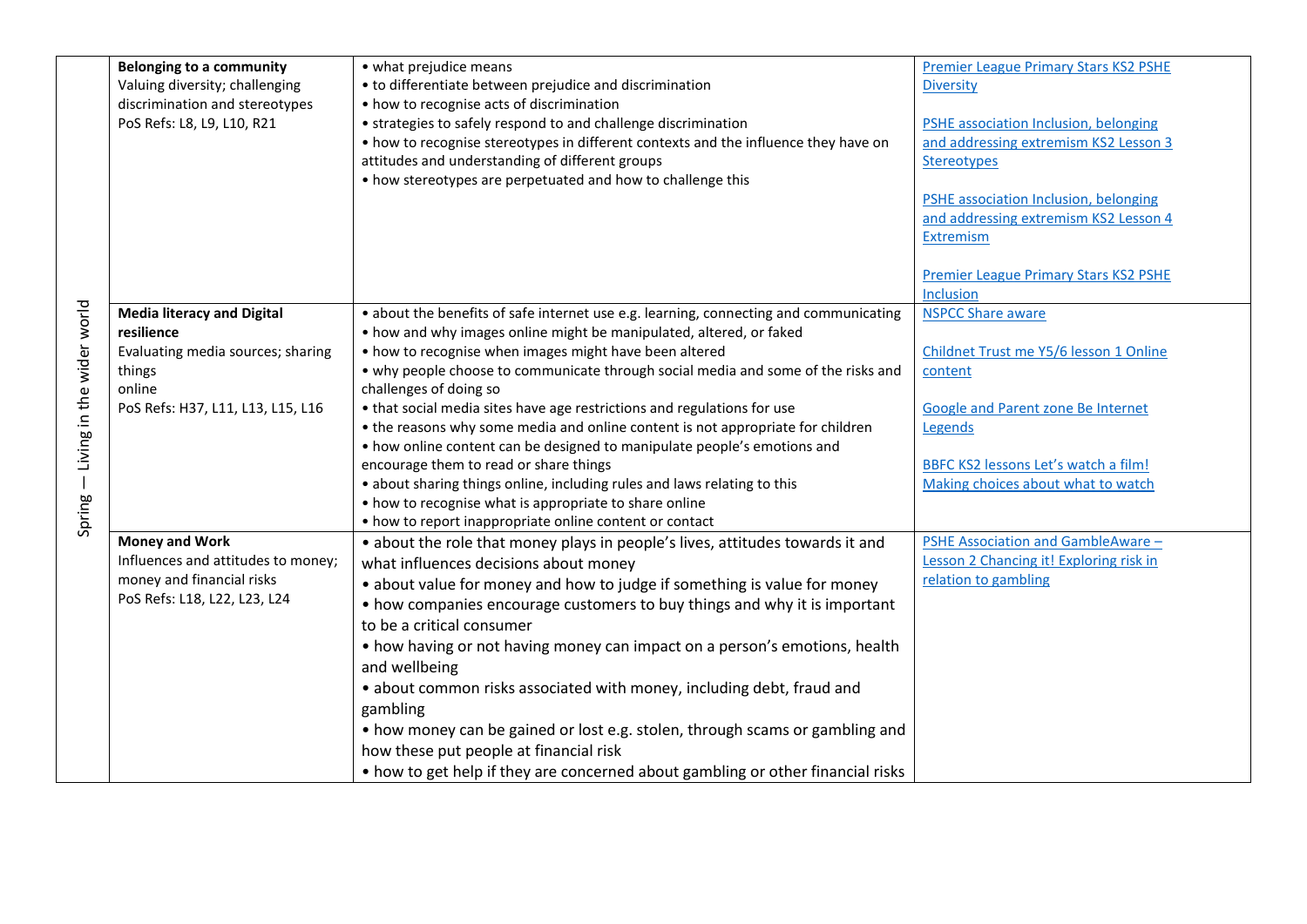| | | | |
|---|---|---|---|
| Spring — Living in the wider world | **Belonging to a community**<br>Valuing diversity; challenging discrimination and stereotypes<br>PoS Refs: L8, L9, L10, R21 | • what prejudice means<br>• to differentiate between prejudice and discrimination<br>• how to recognise acts of discrimination<br>• strategies to safely respond to and challenge discrimination<br>• how to recognise stereotypes in different contexts and the influence they have on attitudes and understanding of different groups<br>• how stereotypes are perpetuated and how to challenge this | Premier League Primary Stars KS2 PSHE Diversity<br><br>PSHE association Inclusion, belonging and addressing extremism KS2 Lesson 3 Stereotypes<br><br>PSHE association Inclusion, belonging and addressing extremism KS2 Lesson 4 Extremism<br><br>Premier League Primary Stars KS2 PSHE Inclusion |
| | **Media literacy and Digital resilience**<br>Evaluating media sources; sharing things online<br>PoS Refs: H37, L11, L13, L15, L16 | • about the benefits of safe internet use e.g. learning, connecting and communicating<br>• how and why images online might be manipulated, altered, or faked<br>• how to recognise when images might have been altered<br>• why people choose to communicate through social media and some of the risks and challenges of doing so<br>• that social media sites have age restrictions and regulations for use<br>• the reasons why some media and online content is not appropriate for children<br>• how online content can be designed to manipulate people's emotions and encourage them to read or share things<br>• about sharing things online, including rules and laws relating to this<br>• how to recognise what is appropriate to share online<br>• how to report inappropriate online content or contact | NSPCC Share aware<br><br>Childnet Trust me Y5/6 lesson 1 Online content<br><br>Google and Parent zone Be Internet Legends<br><br>BBFC KS2 lessons Let's watch a film! Making choices about what to watch |
| | **Money and Work**<br>Influences and attitudes to money; money and financial risks<br>PoS Refs: L18, L22, L23, L24 | • about the role that money plays in people's lives, attitudes towards it and what influences decisions about money<br>• about value for money and how to judge if something is value for money<br>• how companies encourage customers to buy things and why it is important to be a critical consumer<br>• how having or not having money can impact on a person's emotions, health and wellbeing<br>• about common risks associated with money, including debt, fraud and gambling<br>• how money can be gained or lost e.g. stolen, through scams or gambling and how these put people at financial risk<br>• how to get help if they are concerned about gambling or other financial risks | PSHE Association and GambleAware – Lesson 2 Chancing it! Exploring risk in relation to gambling |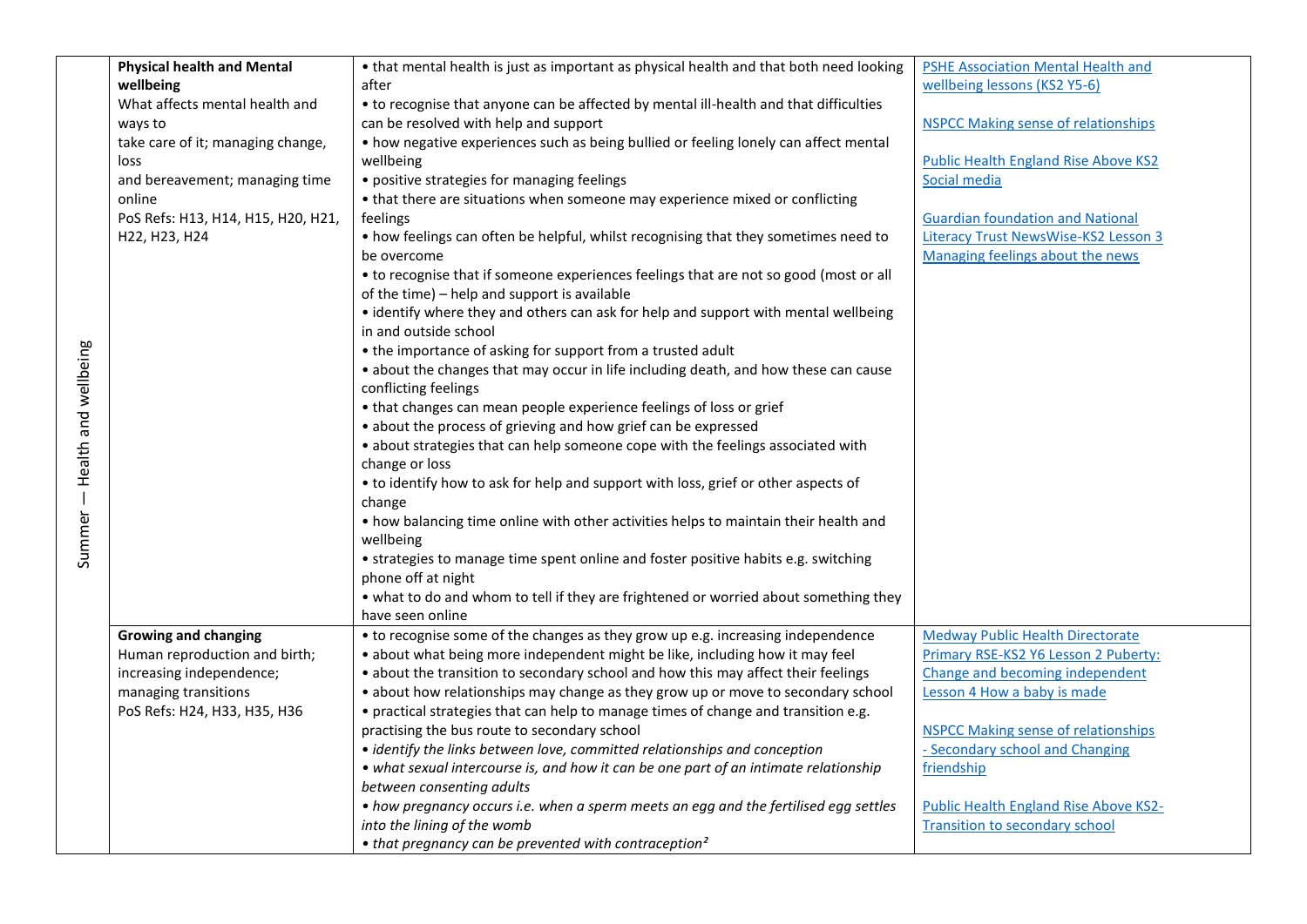| Summer — Health and wellbeing | **Physical health and Mental wellbeing**<br>What affects mental health and ways to take care of it; managing change, loss and bereavement; managing time online<br>PoS Refs: H13, H14, H15, H20, H21, H22, H23, H24 | • that mental health is just as important as physical health and that both need looking after<br>• to recognise that anyone can be affected by mental ill-health and that difficulties can be resolved with help and support<br>• how negative experiences such as being bullied or feeling lonely can affect mental wellbeing<br>• positive strategies for managing feelings<br>• that there are situations when someone may experience mixed or conflicting feelings<br>• how feelings can often be helpful, whilst recognising that they sometimes need to be overcome<br>• to recognise that if someone experiences feelings that are not so good (most or all of the time) – help and support is available<br>• identify where they and others can ask for help and support with mental wellbeing in and outside school<br>• the importance of asking for support from a trusted adult<br>• about the changes that may occur in life including death, and how these can cause conflicting feelings<br>• that changes can mean people experience feelings of loss or grief<br>• about the process of grieving and how grief can be expressed<br>• about strategies that can help someone cope with the feelings associated with change or loss<br>• to identify how to ask for help and support with loss, grief or other aspects of change<br>• how balancing time online with other activities helps to maintain their health and wellbeing<br>• strategies to manage time spent online and foster positive habits e.g. switching phone off at night<br>• what to do and whom to tell if they are frightened or worried about something they have seen online | PSHE Association Mental Health and wellbeing lessons (KS2 Y5-6)<br><br>NSPCC Making sense of relationships<br><br>Public Health England Rise Above KS2 Social media<br><br>Guardian foundation and National Literacy Trust NewsWise-KS2 Lesson 3 Managing feelings about the news |
|---|---|---|---|
| | **Growing and changing**<br>Human reproduction and birth; increasing independence; managing transitions<br>PoS Refs: H24, H33, H35, H36 | • to recognise some of the changes as they grow up e.g. increasing independence<br>• about what being more independent might be like, including how it may feel<br>• about the transition to secondary school and how this may affect their feelings<br>• about how relationships may change as they grow up or move to secondary school<br>• practical strategies that can help to manage times of change and transition e.g. practising the bus route to secondary school<br>• *identify the links between love, committed relationships and conception*<br>• *what sexual intercourse is, and how it can be one part of an intimate relationship between consenting adults*<br>• *how pregnancy occurs i.e. when a sperm meets an egg and the fertilised egg settles into the lining of the womb*<br>• *that pregnancy can be prevented with contraception*[2] | Medway Public Health Directorate Primary RSE-KS2 Y6 Lesson 2 Puberty: Change and becoming independent Lesson 4 How a baby is made<br><br>NSPCC Making sense of relationships - Secondary school and Changing friendship<br><br>Public Health England Rise Above KS2- Transition to secondary school |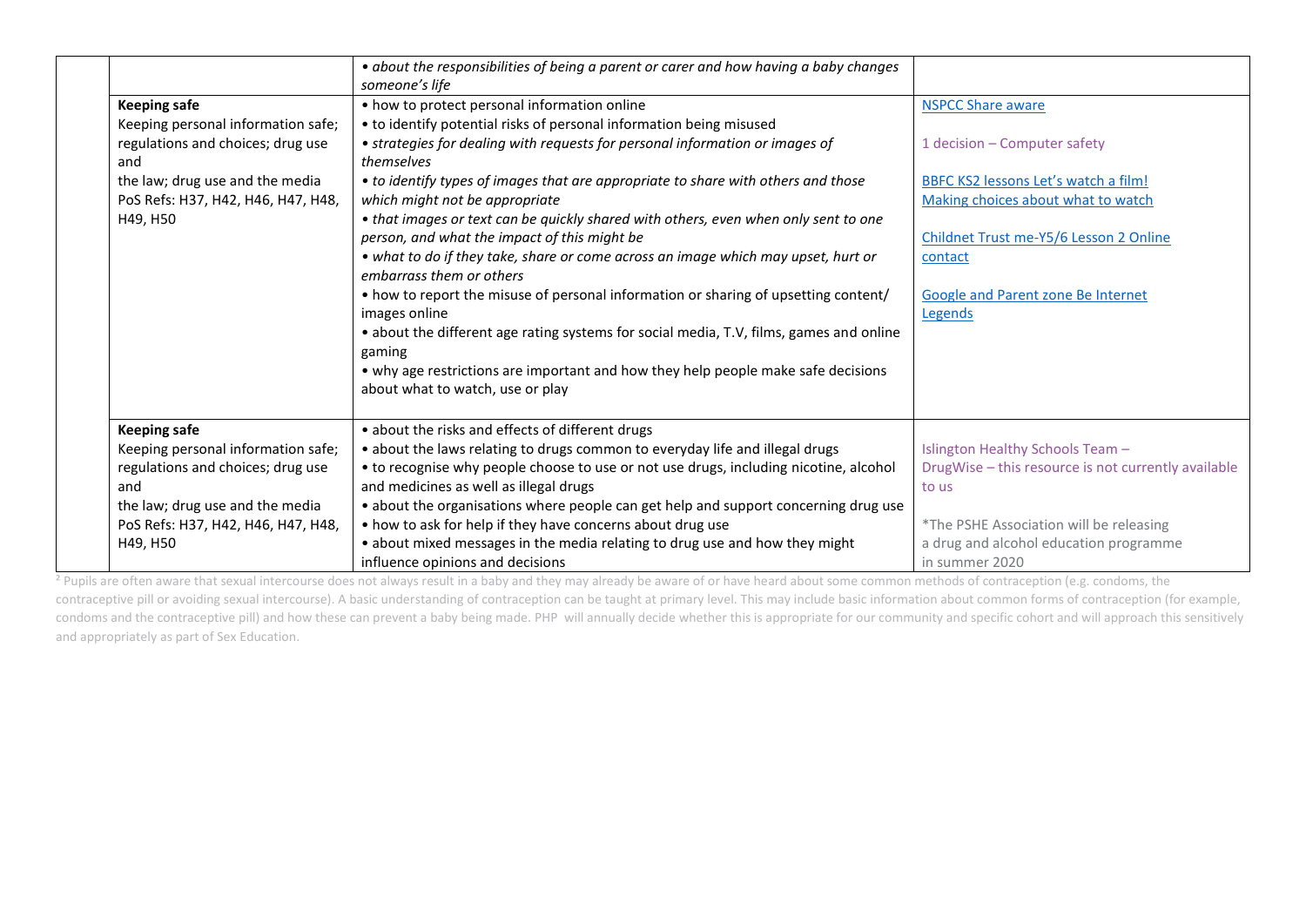| | | | |
|---|---|---|---|
| | | • *about the responsibilities of being a parent or carer and how having a baby changes someone's life* | |
| | **Keeping safe**<br>Keeping personal information safe; regulations and choices; drug use and the law; drug use and the media<br>PoS Refs: H37, H42, H46, H47, H48, H49, H50 | • how to protect personal information online<br>• to identify potential risks of personal information being misused<br>• *strategies for dealing with requests for personal information or images of themselves*<br>• *to identify types of images that are appropriate to share with others and those which might not be appropriate*<br>• *that images or text can be quickly shared with others, even when only sent to one person, and what the impact of this might be*<br>• *what to do if they take, share or come across an image which may upset, hurt or embarrass them or others*<br>• how to report the misuse of personal information or sharing of upsetting content/ images online<br>• about the different age rating systems for social media, T.V, films, games and online gaming<br>• why age restrictions are important and how they help people make safe decisions about what to watch, use or play | NSPCC Share aware<br><br>1 decision – Computer safety<br><br>BBFC KS2 lessons Let's watch a film! Making choices about what to watch<br><br>Childnet Trust me-Y5/6 Lesson 2 Online contact<br><br>Google and Parent zone Be Internet Legends |
| | **Keeping safe**<br>Keeping personal information safe; regulations and choices; drug use and the law; drug use and the media<br>PoS Refs: H37, H42, H46, H47, H48, H49, H50 | • about the risks and effects of different drugs<br>• about the laws relating to drugs common to everyday life and illegal drugs<br>• to recognise why people choose to use or not use drugs, including nicotine, alcohol and medicines as well as illegal drugs<br>• about the organisations where people can get help and support concerning drug use<br>• how to ask for help if they have concerns about drug use<br>• about mixed messages in the media relating to drug use and how they might influence opinions and decisions | Islington Healthy Schools Team – DrugWise – this resource is not currently available to us<br><br>*The PSHE Association will be releasing a drug and alcohol education programme in summer 2020 |

[2] Pupils are often aware that sexual intercourse does not always result in a baby and they may already be aware of or have heard about some common methods of contraception (e.g. condoms, the contraceptive pill or avoiding sexual intercourse). A basic understanding of contraception can be taught at primary level. This may include basic information about common forms of contraception (for example, condoms and the contraceptive pill) and how these can prevent a baby being made. PHP will annually decide whether this is appropriate for our community and specific cohort and will approach this sensitively and appropriately as part of Sex Education.